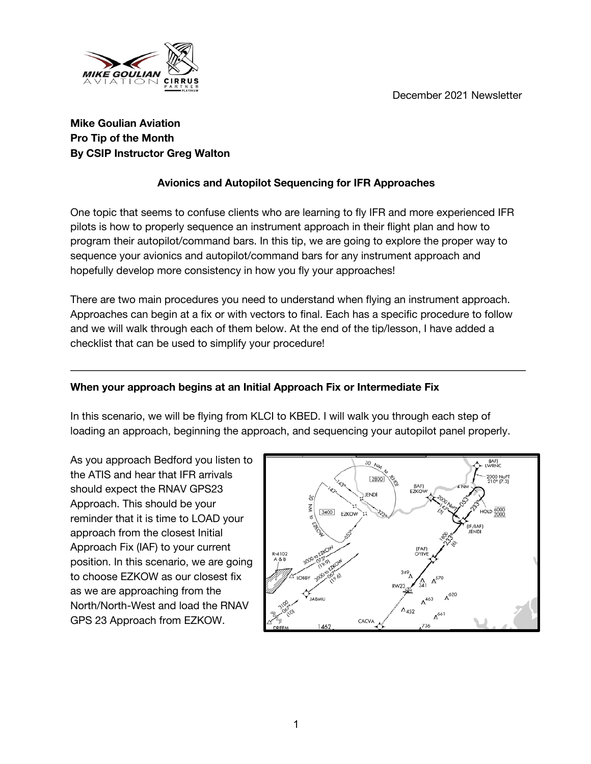December 2021 Newsletter

**Mike Goulian Aviation**
**Pro Tip of the Month**
**By CSIP Instructor Greg Walton**

### Avionics and Autopilot Sequencing for IFR Approaches

One topic that seems to confuse clients who are learning to fly IFR and more experienced IFR pilots is how to properly sequence an instrument approach in their flight plan and how to program their autopilot/command bars. In this tip, we are going to explore the proper way to sequence your avionics and autopilot/command bars for any instrument approach and hopefully develop more consistency in how you fly your approaches!

There are two main procedures you need to understand when flying an instrument approach. Approaches can begin at a fix or with vectors to final. Each has a specific procedure to follow and we will walk through each of them below. At the end of the tip/lesson, I have added a checklist that can be used to simplify your procedure!

---

#### When your approach begins at an Initial Approach Fix or Intermediate Fix

In this scenario, we will be flying from KLCI to KBED. I will walk you through each step of loading an approach, beginning the approach, and sequencing your autopilot panel properly.

As you approach Bedford you listen to the ATIS and hear that IFR arrivals should expect the RNAV GPS23 Approach. This should be your reminder that it is time to LOAD your approach from the closest Initial Approach Fix (IAF) to your current position. In this scenario, we are going to choose EZKOW as our closest fix as we are approaching from the North/North-West and load the RNAV GPS 23 Approach from EZKOW.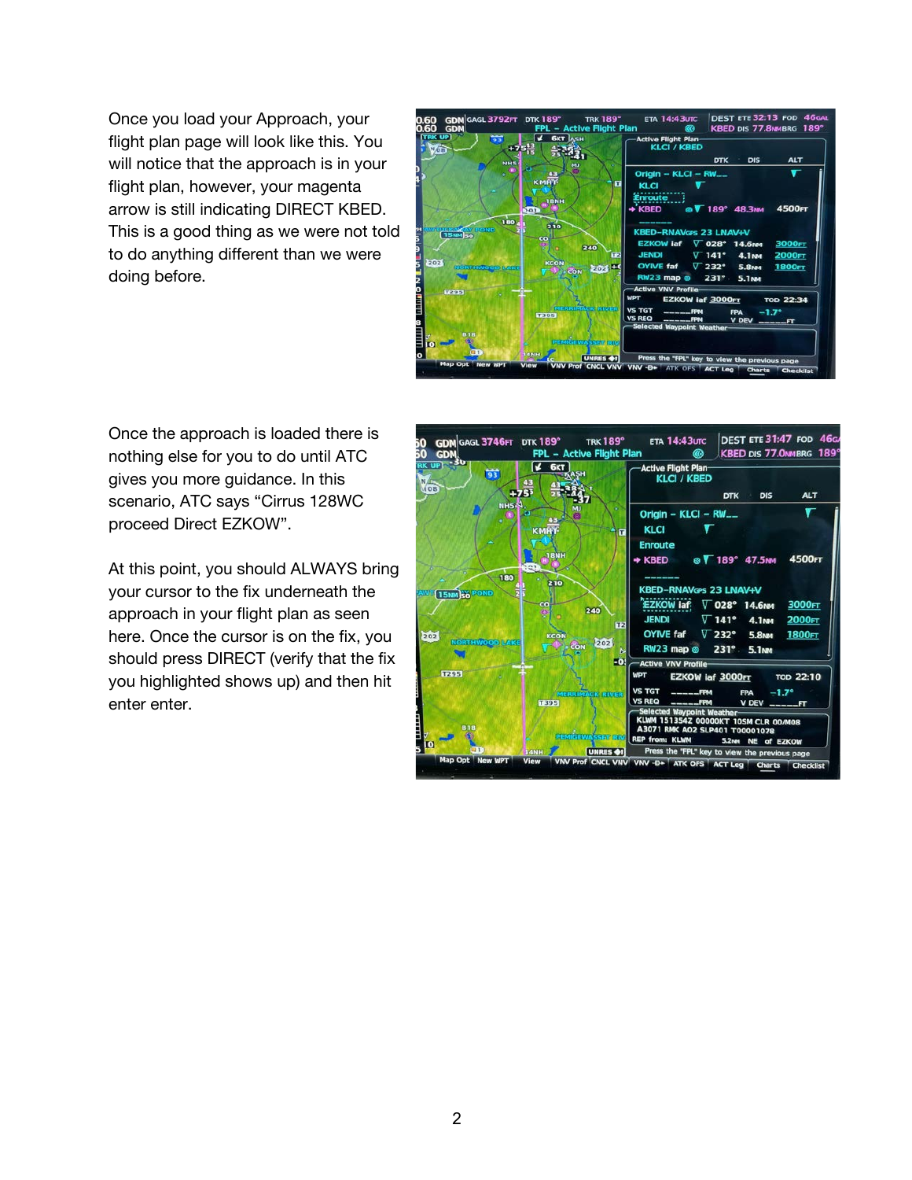Once you load your Approach, your flight plan page will look like this. You will notice that the approach is in your flight plan, however, your magenta arrow is still indicating DIRECT KBED. This is a good thing as we were not told to do anything different than we were doing before.

Once the approach is loaded there is nothing else for you to do until ATC gives you more guidance. In this scenario, ATC says "Cirrus 128WC proceed Direct EZKOW".

At this point, you should ALWAYS bring your cursor to the fix underneath the approach in your flight plan as seen here. Once the cursor is on the fix, you should press DIRECT (verify that the fix you highlighted shows up) and then hit enter enter.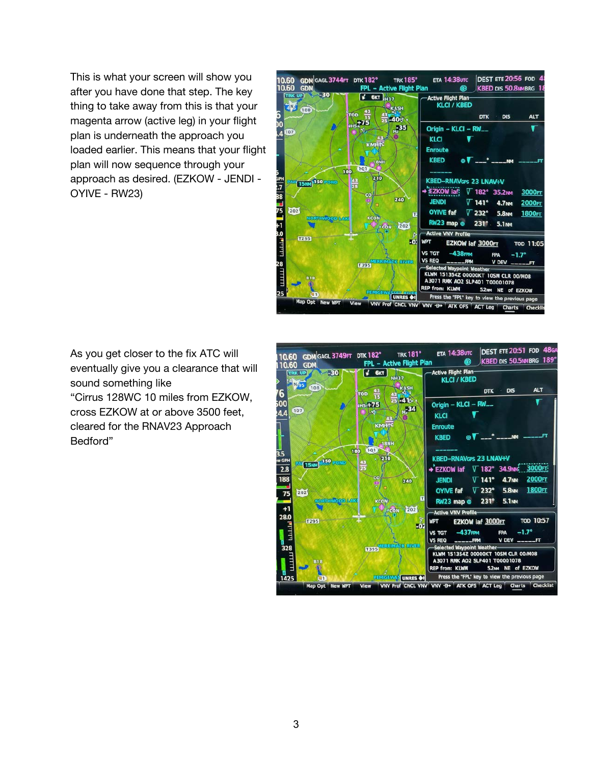This is what your screen will show you after you have done that step. The key thing to take away from this is that your magenta arrow (active leg) in your flight plan is underneath the approach you loaded earlier. This means that your flight plan will now sequence through your approach as desired. (EZKOW - JENDI - OYIVE - RW23)

As you get closer to the fix ATC will eventually give you a clearance that will sound something like "Cirrus 128WC 10 miles from EZKOW, cross EZKOW at or above 3500 feet, cleared for the RNAV23 Approach Bedford"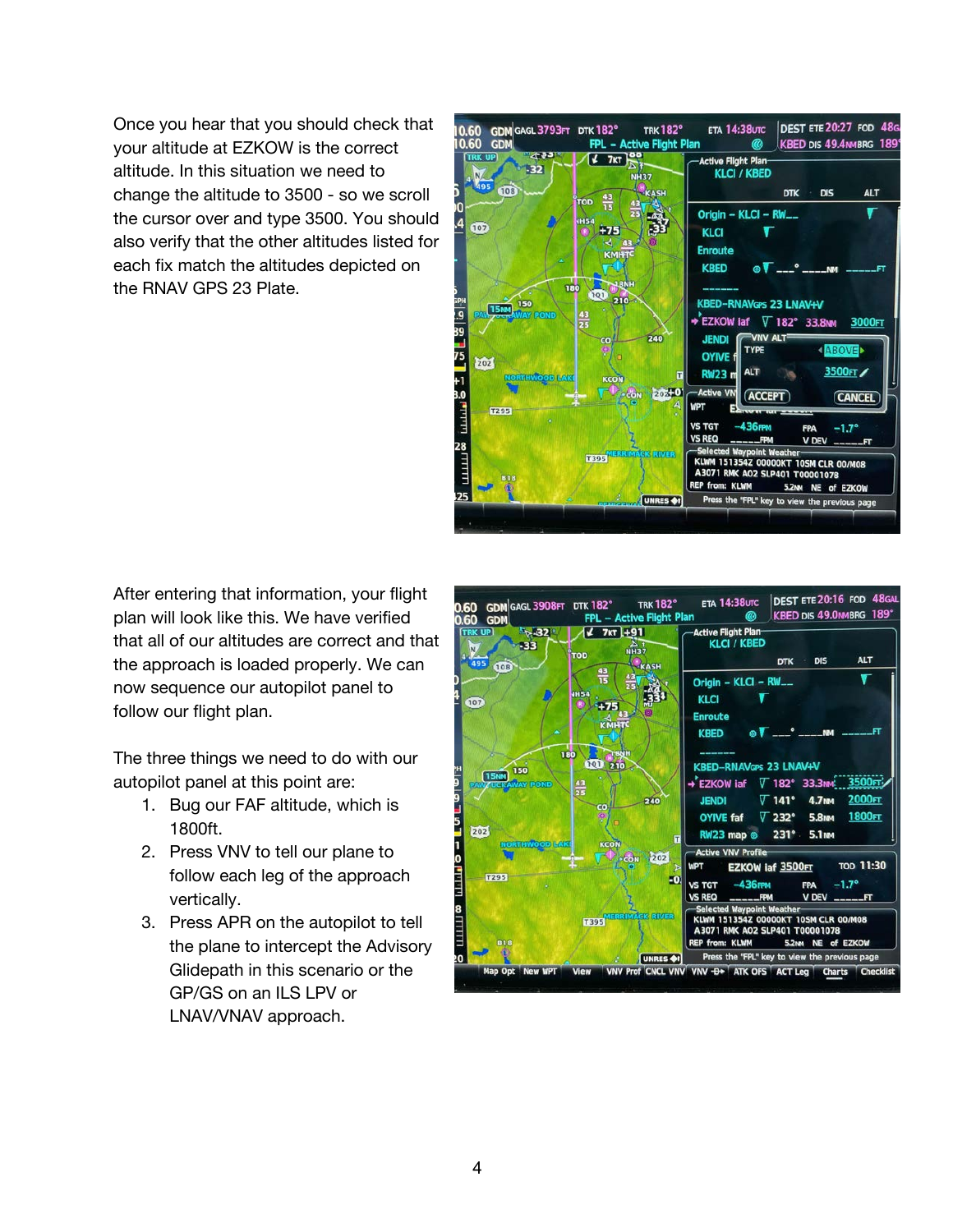Once you hear that you should check that your altitude at EZKOW is the correct altitude. In this situation we need to change the altitude to 3500 - so we scroll the cursor over and type 3500. You should also verify that the other altitudes listed for each fix match the altitudes depicted on the RNAV GPS 23 Plate.

After entering that information, your flight plan will look like this. We have verified that all of our altitudes are correct and that the approach is loaded properly. We can now sequence our autopilot panel to follow our flight plan.

The three things we need to do with our autopilot panel at this point are:

1. Bug our FAF altitude, which is 1800ft.
2. Press VNV to tell our plane to follow each leg of the approach vertically.
3. Press APR on the autopilot to tell the plane to intercept the Advisory Glidepath in this scenario or the GP/GS on an ILS LPV or LNAV/VNAV approach.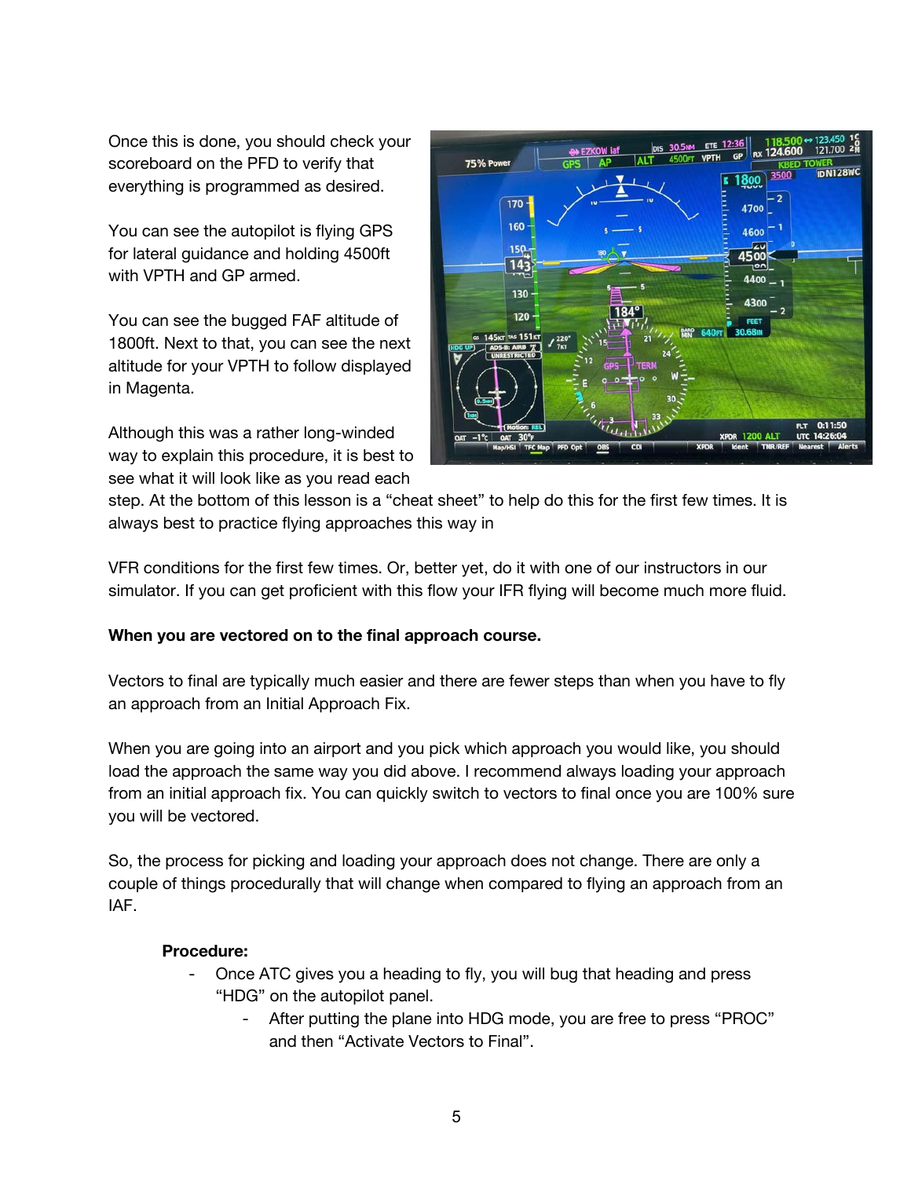Once this is done, you should check your scoreboard on the PFD to verify that everything is programmed as desired.

You can see the autopilot is flying GPS for lateral guidance and holding 4500ft with VPTH and GP armed.

You can see the bugged FAF altitude of 1800ft. Next to that, you can see the next altitude for your VPTH to follow displayed in Magenta.

Although this was a rather long-winded way to explain this procedure, it is best to see what it will look like as you read each step. At the bottom of this lesson is a "cheat sheet" to help do this for the first few times. It is always best to practice flying approaches this way in

VFR conditions for the first few times. Or, better yet, do it with one of our instructors in our simulator. If you can get proficient with this flow your IFR flying will become much more fluid.

**When you are vectored on to the final approach course.**

Vectors to final are typically much easier and there are fewer steps than when you have to fly an approach from an Initial Approach Fix.

When you are going into an airport and you pick which approach you would like, you should load the approach the same way you did above. I recommend always loading your approach from an initial approach fix. You can quickly switch to vectors to final once you are 100% sure you will be vectored.

So, the process for picking and loading your approach does not change. There are only a couple of things procedurally that will change when compared to flying an approach from an IAF.

**Procedure:**

- Once ATC gives you a heading to fly, you will bug that heading and press "HDG" on the autopilot panel.
  - After putting the plane into HDG mode, you are free to press "PROC" and then "Activate Vectors to Final".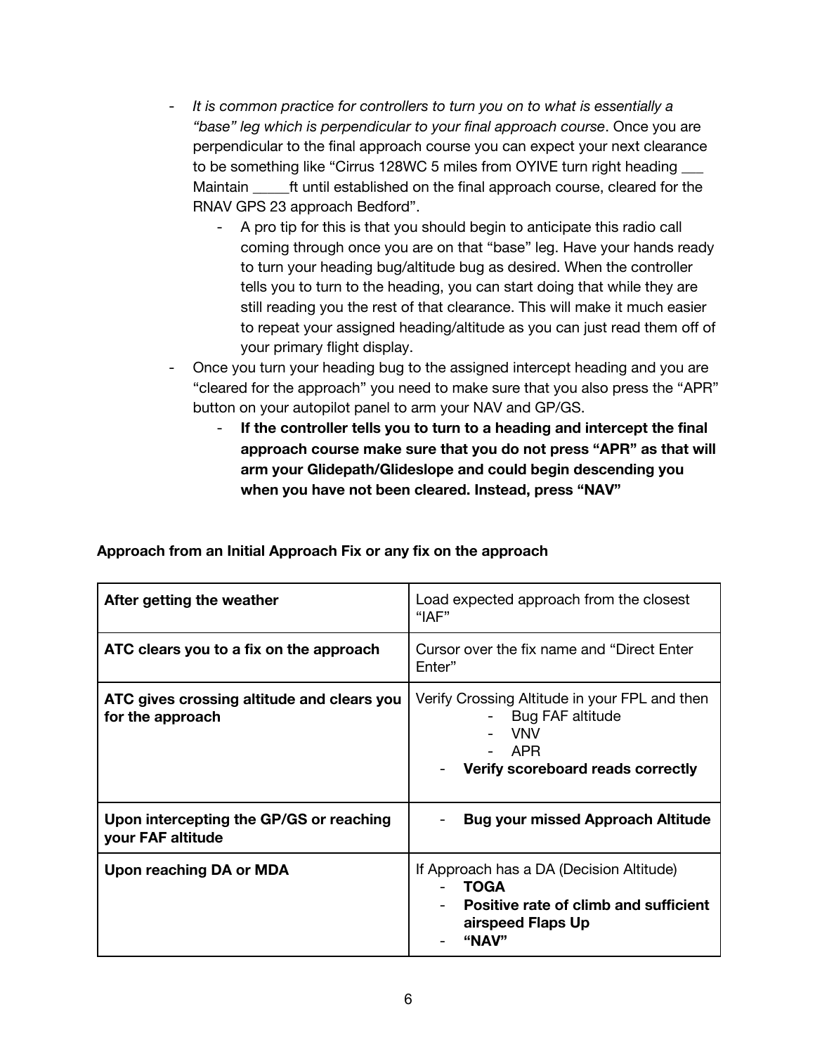- *It is common practice for controllers to turn you on to what is essentially a "base" leg which is perpendicular to your final approach course*. Once you are perpendicular to the final approach course you can expect your next clearance to be something like "Cirrus 128WC 5 miles from OYIVE turn right heading ___ Maintain _____ft until established on the final approach course, cleared for the RNAV GPS 23 approach Bedford".
    - A pro tip for this is that you should begin to anticipate this radio call coming through once you are on that "base" leg. Have your hands ready to turn your heading bug/altitude bug as desired. When the controller tells you to turn to the heading, you can start doing that while they are still reading you the rest of that clearance. This will make it much easier to repeat your assigned heading/altitude as you can just read them off of your primary flight display.
- Once you turn your heading bug to the assigned intercept heading and you are "cleared for the approach" you need to make sure that you also press the "APR" button on your autopilot panel to arm your NAV and GP/GS.
    - **If the controller tells you to turn to a heading and intercept the final approach course make sure that you do not press "APR" as that will arm your Glidepath/Glideslope and could begin descending you when you have not been cleared. Instead, press "NAV"**

**Approach from an Initial Approach Fix or any fix on the approach**

| **After getting the weather** | Load expected approach from the closest "IAF" |
|---|---|
| **ATC clears you to a fix on the approach** | Cursor over the fix name and "Direct Enter Enter" |
| **ATC gives crossing altitude and clears you for the approach** | Verify Crossing Altitude in your FPL and then<br>- Bug FAF altitude<br>- VNV<br>- APR<br>- **Verify scoreboard reads correctly** |
| **Upon intercepting the GP/GS or reaching your FAF altitude** | - **Bug your missed Approach Altitude** |
| **Upon reaching DA or MDA** | If Approach has a DA (Decision Altitude)<br>- **TOGA**<br>- **Positive rate of climb and sufficient airspeed Flaps Up**<br>- **"NAV"** |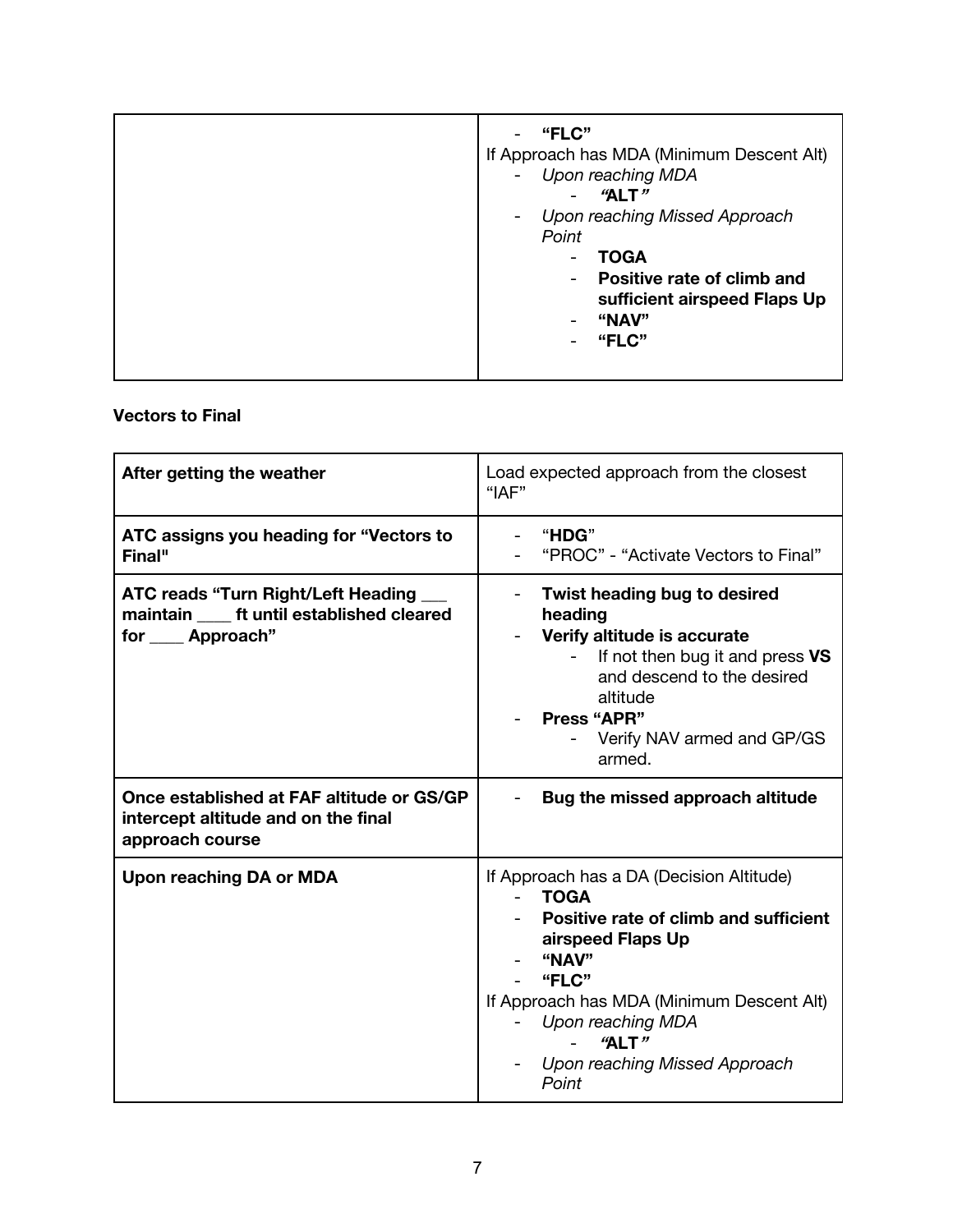|  |  |
|---|---|
|  | - **"FLC"**<br>If Approach has MDA (Minimum Descent Alt)<br>- *Upon reaching MDA*<br>  - ***"ALT"***<br>- *Upon reaching Missed Approach Point*<br>  - **TOGA**<br>  - **Positive rate of climb and sufficient airspeed Flaps Up**<br>  - **"NAV"**<br>  - **"FLC"** |

**Vectors to Final**

| | |
|---|---|
| **After getting the weather** | Load expected approach from the closest "IAF" |
| **ATC assigns you heading for "Vectors to Final"** | - "**HDG**"<br>- "PROC" - "Activate Vectors to Final" |
| **ATC reads "Turn Right/Left Heading ___ maintain ____ ft until established cleared for ____ Approach"** | - **Twist heading bug to desired heading**<br>- **Verify altitude is accurate**<br>  - If not then bug it and press **VS** and descend to the desired altitude<br>- **Press "APR"**<br>  - Verify NAV armed and GP/GS armed. |
| **Once established at FAF altitude or GS/GP intercept altitude and on the final approach course** | - **Bug the missed approach altitude** |
| **Upon reaching DA or MDA** | If Approach has a DA (Decision Altitude)<br>- **TOGA**<br>- **Positive rate of climb and sufficient airspeed Flaps Up**<br>- **"NAV"**<br>- **"FLC"**<br>If Approach has MDA (Minimum Descent Alt)<br>- *Upon reaching MDA*<br>  - ***"ALT"***<br>- *Upon reaching Missed Approach Point* |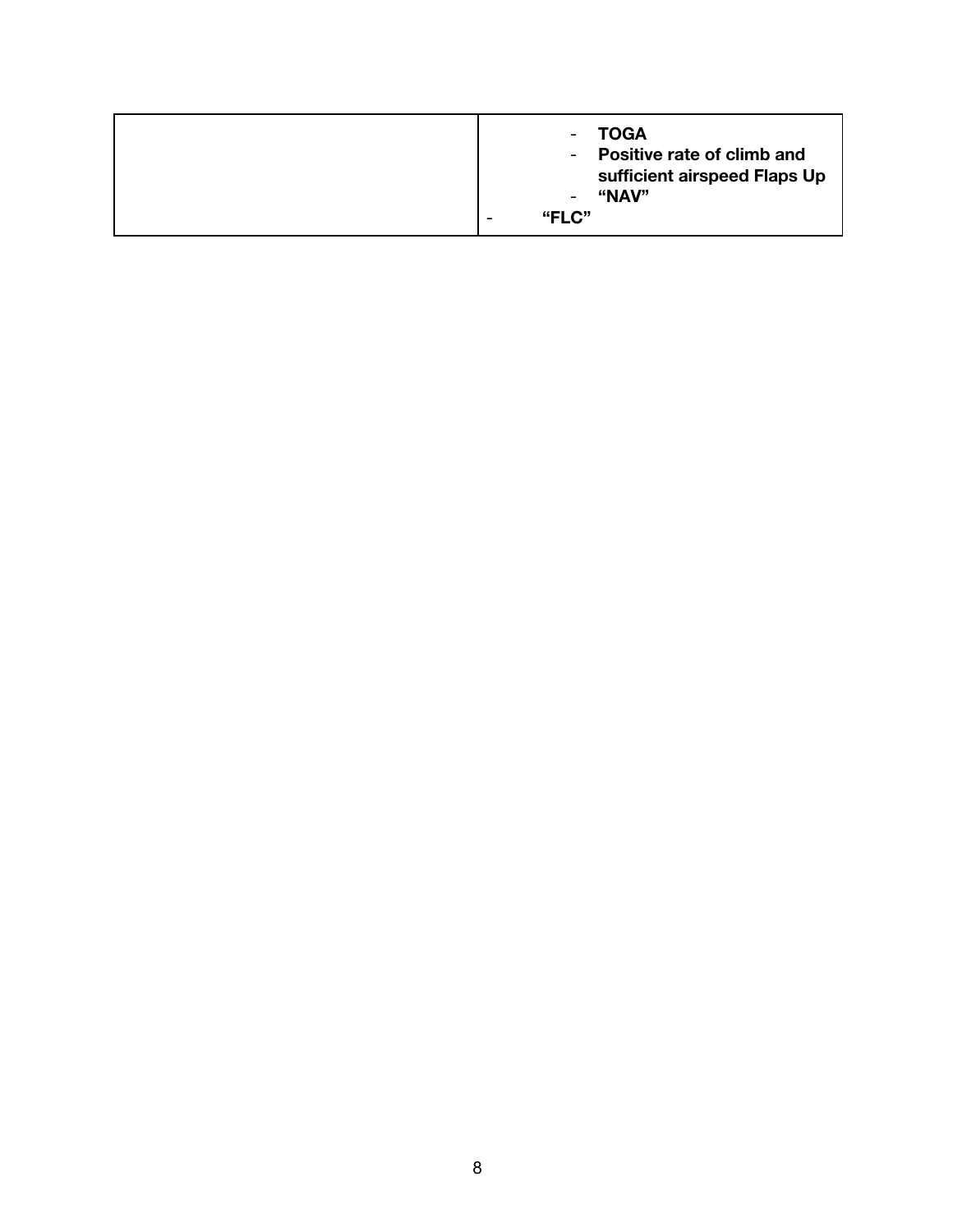| | |
|---|---|
| | - **TOGA**<br>- **Positive rate of climb and sufficient airspeed Flaps Up**<br>- **“NAV”**<br>- **“FLC”** |